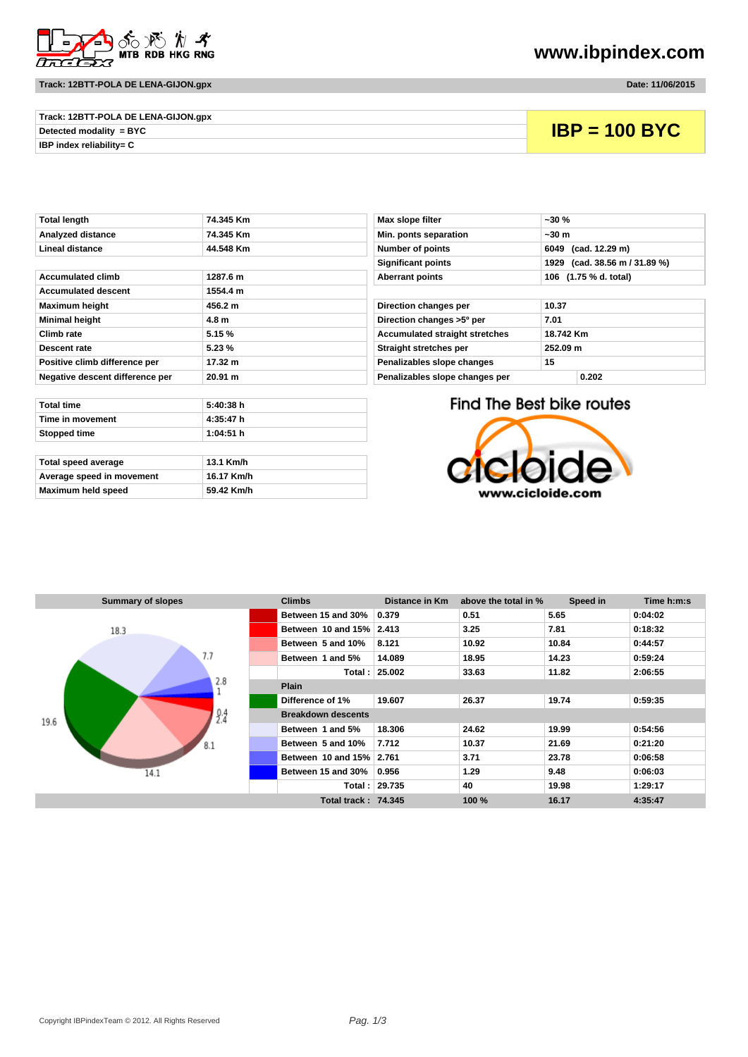**www.ibpindex.com**

**Track: 12BTT-POLA DE LENA-GIJON.gpx** | **Date: 11/06/2015**

| | |
|---|---|
| Track: 12BTT-POLA DE LENA-GIJON.gpx | **IBP = 100 BYC** |
| Detected modality = BYC | |
| IBP index reliability= C | |

| | |
|---|---|
| Total length | 74.345 Km |
| Analyzed distance | 74.345 Km |
| Lineal distance | 44.548 Km |
| Accumulated climb | 1287.6 m |
| Accumulated descent | 1554.4 m |
| Maximum height | 456.2 m |
| Minimal height | 4.8 m |
| Climb rate | 5.15 % |
| Descent rate | 5.23 % |
| Positive climb difference per | 17.32 m |
| Negative descent difference per | 20.91 m |

| | |
|---|---|
| Max slope filter | ~30 % |
| Min. ponts separation | ~30 m |
| Number of points | 6049 (cad. 12.29 m) |
| Significant points | 1929 (cad. 38.56 m / 31.89 %) |
| Aberrant points | 106 (1.75 % d. total) |
| Direction changes per | 10.37 |
| Direction changes >5º per | 7.01 |
| Accumulated straight stretches | 18.742 Km |
| Straight stretches per | 252.09 m |
| Penalizables slope changes | 15 |
| Penalizables slope changes per | 0.202 |

| | |
|---|---|
| Total time | 5:40:38 h |
| Time in movement | 4:35:47 h |
| Stopped time | 1:04:51 h |
| Total speed average | 13.1 Km/h |
| Average speed in movement | 16.17 Km/h |
| Maximum held speed | 59.42 Km/h |

Find The Best bike routes
cicloide
www.cicloide.com

**Summary of slopes**

18.3, 7.7, 2.8, 1, 0.4, 2.4, 8.1, 14.1, 19.6

| Climbs | Distance in Km | above the total in % | Speed in | Time h:m:s |
|---|---|---|---|---|
| Between 15 and 30% | 0.379 | 0.51 | 5.65 | 0:04:02 |
| Between 10 and 15% | 2.413 | 3.25 | 7.81 | 0:18:32 |
| Between 5 and 10% | 8.121 | 10.92 | 10.84 | 0:44:57 |
| Between 1 and 5% | 14.089 | 18.95 | 14.23 | 0:59:24 |
| Total : | 25.002 | 33.63 | 11.82 | 2:06:55 |
| **Plain** | | | | |
| Difference of 1% | 19.607 | 26.37 | 19.74 | 0:59:35 |
| **Breakdown descents** | | | | |
| Between 1 and 5% | 18.306 | 24.62 | 19.99 | 0:54:56 |
| Between 5 and 10% | 7.712 | 10.37 | 21.69 | 0:21:20 |
| Between 10 and 15% | 2.761 | 3.71 | 23.78 | 0:06:58 |
| Between 15 and 30% | 0.956 | 1.29 | 9.48 | 0:06:03 |
| Total : | 29.735 | 40 | 19.98 | 1:29:17 |
| Total track : | 74.345 | 100 % | 16.17 | 4:35:47 |

Copyright IBPindexTeam © 2012. All Rights Reserved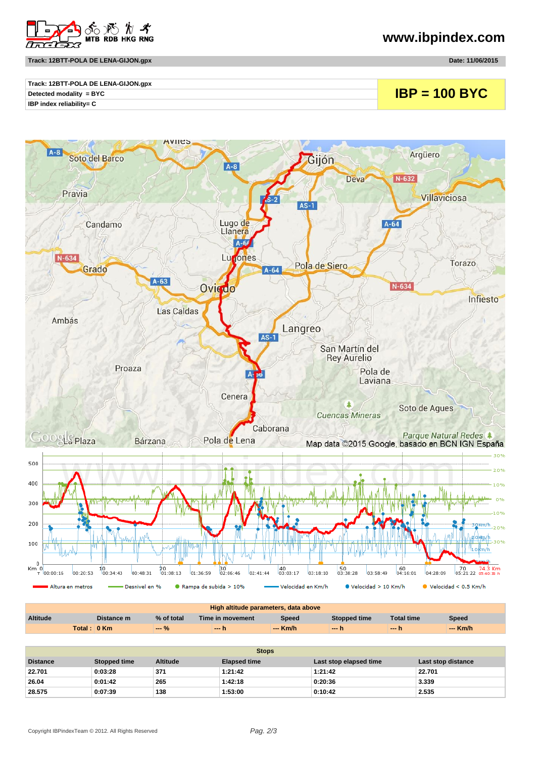**Track: 12BTT-POLA DE LENA-GIJON.gpx** **Date: 11/06/2015**

| Track: 12BTT-POLA DE LENA-GIJON.gpx | IBP = 100 BYC |
|---|---|
| Detected modality = BYC | |
| IBP index reliability= C | |

Altura en metros — Desnivel en % — Rampa de subida > 10% — Velocidad en Km/h — Velocidad > 10 Km/h — Velocidad < 0.5 Km/h

| High altitude parameters, data above | | | | | | | |
|---|---|---|---|---|---|---|---|
| Altitude | Distance m | % of total | Time in movement | Speed | Stopped time | Total time | Speed |
| Total : | 0 Km | --- % | --- h | --- Km/h | --- h | --- h | --- Km/h |

| Stops | | | | | |
|---|---|---|---|---|---|
| Distance | Stopped time | Altitude | Elapsed time | Last stop elapsed time | Last stop distance |
| 22.701 | 0:03:28 | 371 | 1:21:42 | 1:21:42 | 22.701 |
| 26.04 | 0:01:42 | 265 | 1:42:18 | 0:20:36 | 3.339 |
| 28.575 | 0:07:39 | 138 | 1:53:00 | 0:10:42 | 2.535 |

Copyright IBPindexTeam © 2012. All Rights Reserved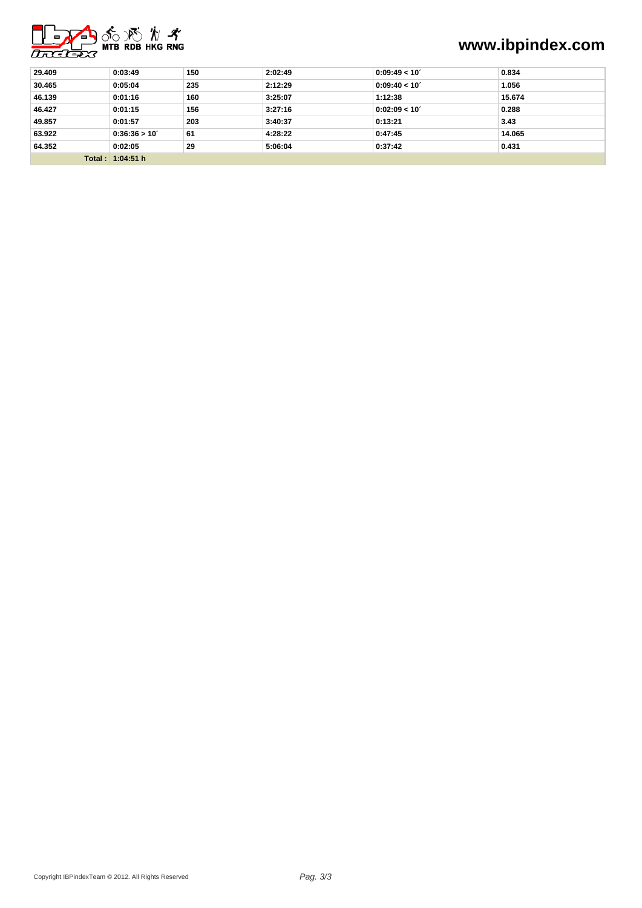| | | | | | |
|---|---|---|---|---|---|
| 29.409 | 0:03:49 | 150 | 2:02:49 | 0:09:49 < 10´ | 0.834 |
| 30.465 | 0:05:04 | 235 | 2:12:29 | 0:09:40 < 10´ | 1.056 |
| 46.139 | 0:01:16 | 160 | 3:25:07 | 1:12:38 | 15.674 |
| 46.427 | 0:01:15 | 156 | 3:27:16 | 0:02:09 < 10´ | 0.288 |
| 49.857 | 0:01:57 | 203 | 3:40:37 | 0:13:21 | 3.43 |
| 63.922 | 0:36:36 > 10´ | 61 | 4:28:22 | 0:47:45 | 14.065 |
| 64.352 | 0:02:05 | 29 | 5:06:04 | 0:37:42 | 0.431 |
| Total : | 1:04:51 h | | | | |

Copyright IBPindexTeam © 2012. All Rights Reserved